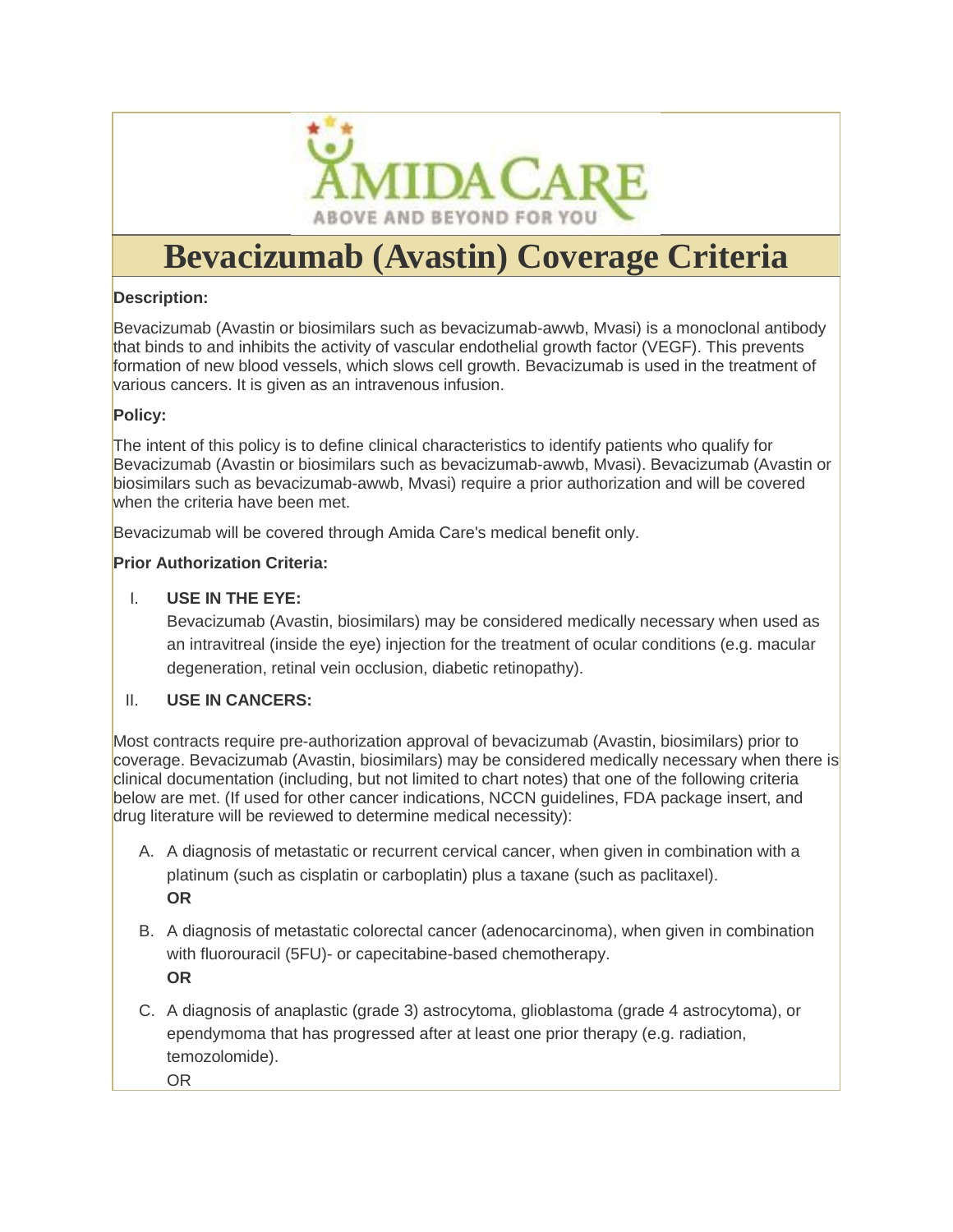# Bevacizumab (Avastin) Coverage Criteria

**Description:**

Bevacizumab (Avastin or biosimilars such as bevacizumab-awwb, Mvasi) is a monoclonal antibody that binds to and inhibits the activity of vascular endothelial growth factor (VEGF). This prevents formation of new blood vessels, which slows cell growth. Bevacizumab is used in the treatment of various cancers. It is given as an intravenous infusion.

**Policy:**

The intent of this policy is to define clinical characteristics to identify patients who qualify for Bevacizumab (Avastin or biosimilars such as bevacizumab-awwb, Mvasi). Bevacizumab (Avastin or biosimilars such as bevacizumab-awwb, Mvasi) require a prior authorization and will be covered when the criteria have been met.

Bevacizumab will be covered through Amida Care's medical benefit only.

**Prior Authorization Criteria:**

I. **USE IN THE EYE:**
   Bevacizumab (Avastin, biosimilars) may be considered medically necessary when used as an intravitreal (inside the eye) injection for the treatment of ocular conditions (e.g. macular degeneration, retinal vein occlusion, diabetic retinopathy).

II. **USE IN CANCERS:**

Most contracts require pre-authorization approval of bevacizumab (Avastin, biosimilars) prior to coverage. Bevacizumab (Avastin, biosimilars) may be considered medically necessary when there is clinical documentation (including, but not limited to chart notes) that one of the following criteria below are met. (If used for other cancer indications, NCCN guidelines, FDA package insert, and drug literature will be reviewed to determine medical necessity):

A. A diagnosis of metastatic or recurrent cervical cancer, when given in combination with a platinum (such as cisplatin or carboplatin) plus a taxane (such as paclitaxel).
   **OR**

B. A diagnosis of metastatic colorectal cancer (adenocarcinoma), when given in combination with fluorouracil (5FU)- or capecitabine-based chemotherapy.
   **OR**

C. A diagnosis of anaplastic (grade 3) astrocytoma, glioblastoma (grade 4 astrocytoma), or ependymoma that has progressed after at least one prior therapy (e.g. radiation, temozolomide).
   OR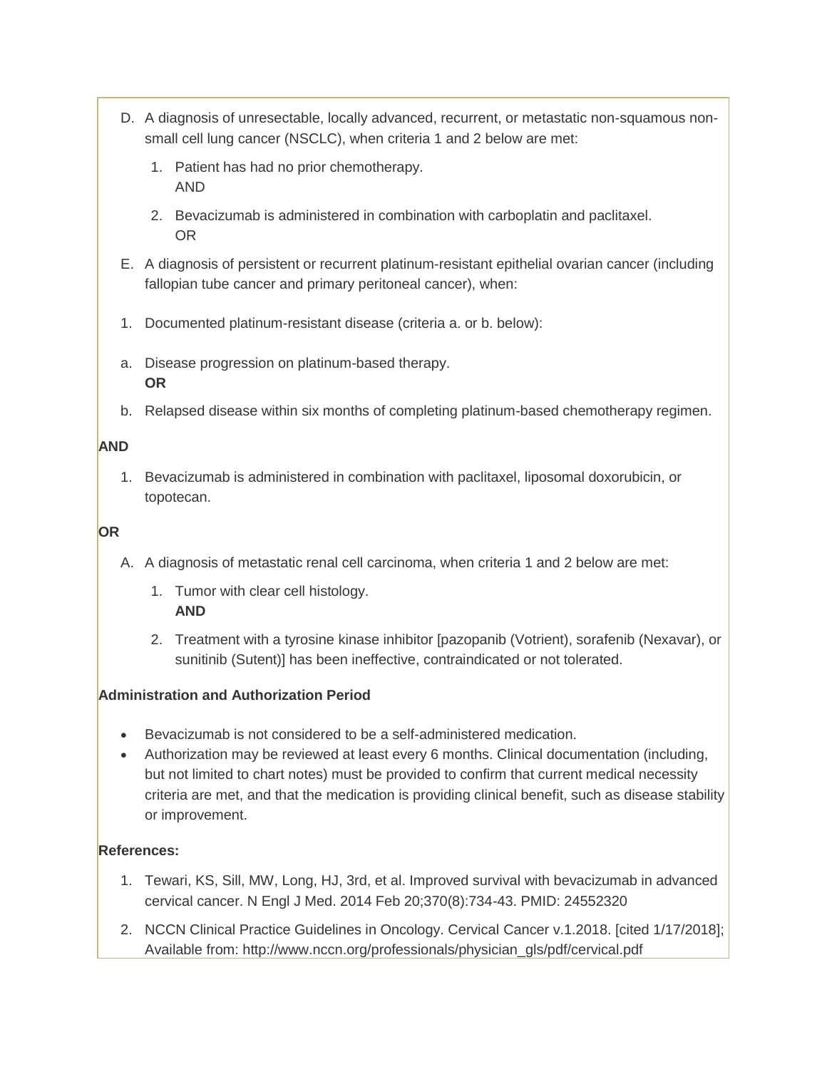D. A diagnosis of unresectable, locally advanced, recurrent, or metastatic non-squamous non-small cell lung cancer (NSCLC), when criteria 1 and 2 below are met:

   1. Patient has had no prior chemotherapy.
      AND
   2. Bevacizumab is administered in combination with carboplatin and paclitaxel.
      OR

E. A diagnosis of persistent or recurrent platinum-resistant epithelial ovarian cancer (including fallopian tube cancer and primary peritoneal cancer), when:

1. Documented platinum-resistant disease (criteria a. or b. below):

a. Disease progression on platinum-based therapy.
   **OR**

b. Relapsed disease within six months of completing platinum-based chemotherapy regimen.

**AND**

1. Bevacizumab is administered in combination with paclitaxel, liposomal doxorubicin, or topotecan.

**OR**

A. A diagnosis of metastatic renal cell carcinoma, when criteria 1 and 2 below are met:

   1. Tumor with clear cell histology.
      **AND**
   2. Treatment with a tyrosine kinase inhibitor [pazopanib (Votrient), sorafenib (Nexavar), or sunitinib (Sutent)] has been ineffective, contraindicated or not tolerated.

**Administration and Authorization Period**

- Bevacizumab is not considered to be a self-administered medication.
- Authorization may be reviewed at least every 6 months. Clinical documentation (including, but not limited to chart notes) must be provided to confirm that current medical necessity criteria are met, and that the medication is providing clinical benefit, such as disease stability or improvement.

**References:**

1. Tewari, KS, Sill, MW, Long, HJ, 3rd, et al. Improved survival with bevacizumab in advanced cervical cancer. N Engl J Med. 2014 Feb 20;370(8):734-43. PMID: 24552320
2. NCCN Clinical Practice Guidelines in Oncology. Cervical Cancer v.1.2018. [cited 1/17/2018]; Available from: http://www.nccn.org/professionals/physician_gls/pdf/cervical.pdf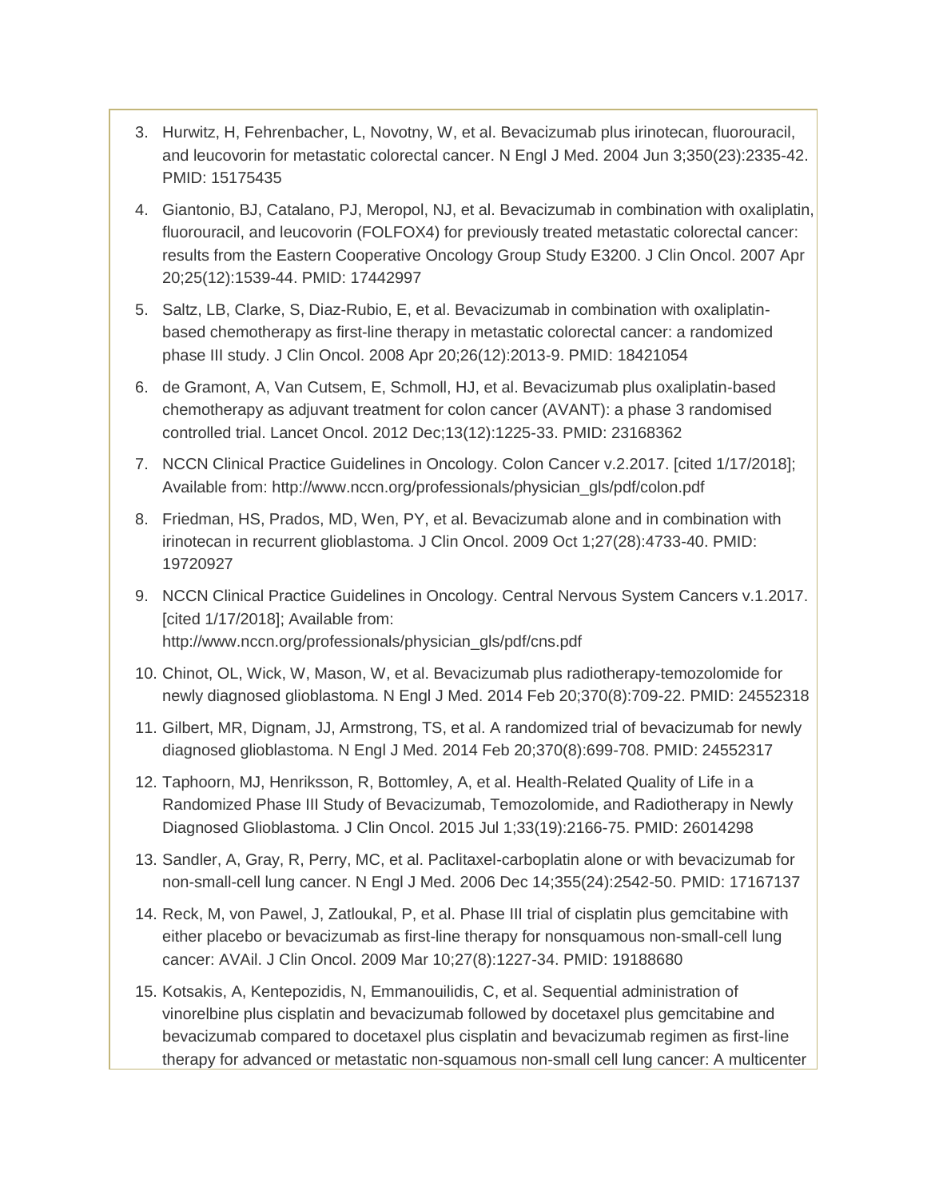3. Hurwitz, H, Fehrenbacher, L, Novotny, W, et al. Bevacizumab plus irinotecan, fluorouracil, and leucovorin for metastatic colorectal cancer. N Engl J Med. 2004 Jun 3;350(23):2335-42. PMID: 15175435
4. Giantonio, BJ, Catalano, PJ, Meropol, NJ, et al. Bevacizumab in combination with oxaliplatin, fluorouracil, and leucovorin (FOLFOX4) for previously treated metastatic colorectal cancer: results from the Eastern Cooperative Oncology Group Study E3200. J Clin Oncol. 2007 Apr 20;25(12):1539-44. PMID: 17442997
5. Saltz, LB, Clarke, S, Diaz-Rubio, E, et al. Bevacizumab in combination with oxaliplatin-based chemotherapy as first-line therapy in metastatic colorectal cancer: a randomized phase III study. J Clin Oncol. 2008 Apr 20;26(12):2013-9. PMID: 18421054
6. de Gramont, A, Van Cutsem, E, Schmoll, HJ, et al. Bevacizumab plus oxaliplatin-based chemotherapy as adjuvant treatment for colon cancer (AVANT): a phase 3 randomised controlled trial. Lancet Oncol. 2012 Dec;13(12):1225-33. PMID: 23168362
7. NCCN Clinical Practice Guidelines in Oncology. Colon Cancer v.2.2017. [cited 1/17/2018]; Available from: http://www.nccn.org/professionals/physician_gls/pdf/colon.pdf
8. Friedman, HS, Prados, MD, Wen, PY, et al. Bevacizumab alone and in combination with irinotecan in recurrent glioblastoma. J Clin Oncol. 2009 Oct 1;27(28):4733-40. PMID: 19720927
9. NCCN Clinical Practice Guidelines in Oncology. Central Nervous System Cancers v.1.2017. [cited 1/17/2018]; Available from: http://www.nccn.org/professionals/physician_gls/pdf/cns.pdf
10. Chinot, OL, Wick, W, Mason, W, et al. Bevacizumab plus radiotherapy-temozolomide for newly diagnosed glioblastoma. N Engl J Med. 2014 Feb 20;370(8):709-22. PMID: 24552318
11. Gilbert, MR, Dignam, JJ, Armstrong, TS, et al. A randomized trial of bevacizumab for newly diagnosed glioblastoma. N Engl J Med. 2014 Feb 20;370(8):699-708. PMID: 24552317
12. Taphoorn, MJ, Henriksson, R, Bottomley, A, et al. Health-Related Quality of Life in a Randomized Phase III Study of Bevacizumab, Temozolomide, and Radiotherapy in Newly Diagnosed Glioblastoma. J Clin Oncol. 2015 Jul 1;33(19):2166-75. PMID: 26014298
13. Sandler, A, Gray, R, Perry, MC, et al. Paclitaxel-carboplatin alone or with bevacizumab for non-small-cell lung cancer. N Engl J Med. 2006 Dec 14;355(24):2542-50. PMID: 17167137
14. Reck, M, von Pawel, J, Zatloukal, P, et al. Phase III trial of cisplatin plus gemcitabine with either placebo or bevacizumab as first-line therapy for nonsquamous non-small-cell lung cancer: AVAil. J Clin Oncol. 2009 Mar 10;27(8):1227-34. PMID: 19188680
15. Kotsakis, A, Kentepozidis, N, Emmanouilidis, C, et al. Sequential administration of vinorelbine plus cisplatin and bevacizumab followed by docetaxel plus gemcitabine and bevacizumab compared to docetaxel plus cisplatin and bevacizumab regimen as first-line therapy for advanced or metastatic non-squamous non-small cell lung cancer: A multicenter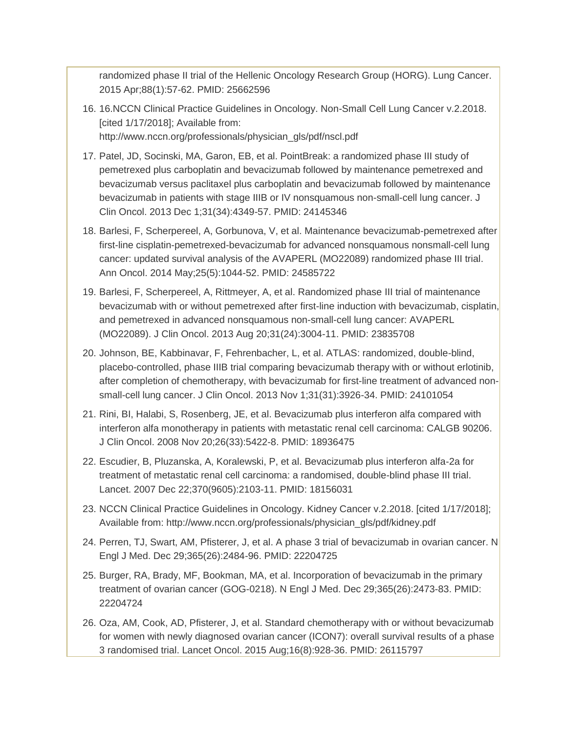randomized phase II trial of the Hellenic Oncology Research Group (HORG). Lung Cancer. 2015 Apr;88(1):57-62. PMID: 25662596

16. 16.NCCN Clinical Practice Guidelines in Oncology. Non-Small Cell Lung Cancer v.2.2018. [cited 1/17/2018]; Available from: http://www.nccn.org/professionals/physician_gls/pdf/nscl.pdf
17. Patel, JD, Socinski, MA, Garon, EB, et al. PointBreak: a randomized phase III study of pemetrexed plus carboplatin and bevacizumab followed by maintenance pemetrexed and bevacizumab versus paclitaxel plus carboplatin and bevacizumab followed by maintenance bevacizumab in patients with stage IIIB or IV nonsquamous non-small-cell lung cancer. J Clin Oncol. 2013 Dec 1;31(34):4349-57. PMID: 24145346
18. Barlesi, F, Scherpereel, A, Gorbunova, V, et al. Maintenance bevacizumab-pemetrexed after first-line cisplatin-pemetrexed-bevacizumab for advanced nonsquamous nonsmall-cell lung cancer: updated survival analysis of the AVAPERL (MO22089) randomized phase III trial. Ann Oncol. 2014 May;25(5):1044-52. PMID: 24585722
19. Barlesi, F, Scherpereel, A, Rittmeyer, A, et al. Randomized phase III trial of maintenance bevacizumab with or without pemetrexed after first-line induction with bevacizumab, cisplatin, and pemetrexed in advanced nonsquamous non-small-cell lung cancer: AVAPERL (MO22089). J Clin Oncol. 2013 Aug 20;31(24):3004-11. PMID: 23835708
20. Johnson, BE, Kabbinavar, F, Fehrenbacher, L, et al. ATLAS: randomized, double-blind, placebo-controlled, phase IIIB trial comparing bevacizumab therapy with or without erlotinib, after completion of chemotherapy, with bevacizumab for first-line treatment of advanced non-small-cell lung cancer. J Clin Oncol. 2013 Nov 1;31(31):3926-34. PMID: 24101054
21. Rini, BI, Halabi, S, Rosenberg, JE, et al. Bevacizumab plus interferon alfa compared with interferon alfa monotherapy in patients with metastatic renal cell carcinoma: CALGB 90206. J Clin Oncol. 2008 Nov 20;26(33):5422-8. PMID: 18936475
22. Escudier, B, Pluzanska, A, Koralewski, P, et al. Bevacizumab plus interferon alfa-2a for treatment of metastatic renal cell carcinoma: a randomised, double-blind phase III trial. Lancet. 2007 Dec 22;370(9605):2103-11. PMID: 18156031
23. NCCN Clinical Practice Guidelines in Oncology. Kidney Cancer v.2.2018. [cited 1/17/2018]; Available from: http://www.nccn.org/professionals/physician_gls/pdf/kidney.pdf
24. Perren, TJ, Swart, AM, Pfisterer, J, et al. A phase 3 trial of bevacizumab in ovarian cancer. N Engl J Med. Dec 29;365(26):2484-96. PMID: 22204725
25. Burger, RA, Brady, MF, Bookman, MA, et al. Incorporation of bevacizumab in the primary treatment of ovarian cancer (GOG-0218). N Engl J Med. Dec 29;365(26):2473-83. PMID: 22204724
26. Oza, AM, Cook, AD, Pfisterer, J, et al. Standard chemotherapy with or without bevacizumab for women with newly diagnosed ovarian cancer (ICON7): overall survival results of a phase 3 randomised trial. Lancet Oncol. 2015 Aug;16(8):928-36. PMID: 26115797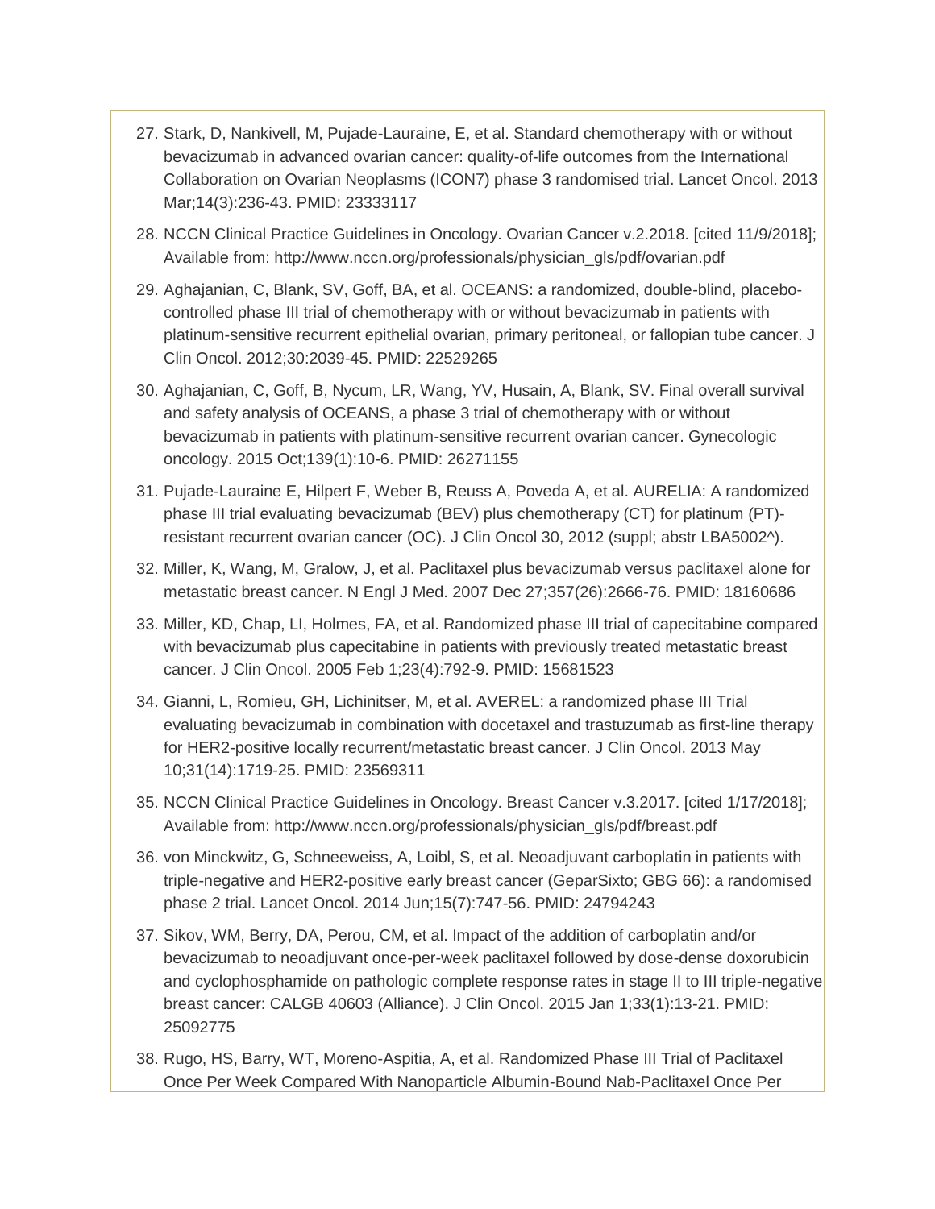27. Stark, D, Nankivell, M, Pujade-Lauraine, E, et al. Standard chemotherapy with or without bevacizumab in advanced ovarian cancer: quality-of-life outcomes from the International Collaboration on Ovarian Neoplasms (ICON7) phase 3 randomised trial. Lancet Oncol. 2013 Mar;14(3):236-43. PMID: 23333117
28. NCCN Clinical Practice Guidelines in Oncology. Ovarian Cancer v.2.2018. [cited 11/9/2018]; Available from: http://www.nccn.org/professionals/physician_gls/pdf/ovarian.pdf
29. Aghajanian, C, Blank, SV, Goff, BA, et al. OCEANS: a randomized, double-blind, placebo-controlled phase III trial of chemotherapy with or without bevacizumab in patients with platinum-sensitive recurrent epithelial ovarian, primary peritoneal, or fallopian tube cancer. J Clin Oncol. 2012;30:2039-45. PMID: 22529265
30. Aghajanian, C, Goff, B, Nycum, LR, Wang, YV, Husain, A, Blank, SV. Final overall survival and safety analysis of OCEANS, a phase 3 trial of chemotherapy with or without bevacizumab in patients with platinum-sensitive recurrent ovarian cancer. Gynecologic oncology. 2015 Oct;139(1):10-6. PMID: 26271155
31. Pujade-Lauraine E, Hilpert F, Weber B, Reuss A, Poveda A, et al. AURELIA: A randomized phase III trial evaluating bevacizumab (BEV) plus chemotherapy (CT) for platinum (PT)-resistant recurrent ovarian cancer (OC). J Clin Oncol 30, 2012 (suppl; abstr LBA5002^).
32. Miller, K, Wang, M, Gralow, J, et al. Paclitaxel plus bevacizumab versus paclitaxel alone for metastatic breast cancer. N Engl J Med. 2007 Dec 27;357(26):2666-76. PMID: 18160686
33. Miller, KD, Chap, LI, Holmes, FA, et al. Randomized phase III trial of capecitabine compared with bevacizumab plus capecitabine in patients with previously treated metastatic breast cancer. J Clin Oncol. 2005 Feb 1;23(4):792-9. PMID: 15681523
34. Gianni, L, Romieu, GH, Lichinitser, M, et al. AVEREL: a randomized phase III Trial evaluating bevacizumab in combination with docetaxel and trastuzumab as first-line therapy for HER2-positive locally recurrent/metastatic breast cancer. J Clin Oncol. 2013 May 10;31(14):1719-25. PMID: 23569311
35. NCCN Clinical Practice Guidelines in Oncology. Breast Cancer v.3.2017. [cited 1/17/2018]; Available from: http://www.nccn.org/professionals/physician_gls/pdf/breast.pdf
36. von Minckwitz, G, Schneeweiss, A, Loibl, S, et al. Neoadjuvant carboplatin in patients with triple-negative and HER2-positive early breast cancer (GeparSixto; GBG 66): a randomised phase 2 trial. Lancet Oncol. 2014 Jun;15(7):747-56. PMID: 24794243
37. Sikov, WM, Berry, DA, Perou, CM, et al. Impact of the addition of carboplatin and/or bevacizumab to neoadjuvant once-per-week paclitaxel followed by dose-dense doxorubicin and cyclophosphamide on pathologic complete response rates in stage II to III triple-negative breast cancer: CALGB 40603 (Alliance). J Clin Oncol. 2015 Jan 1;33(1):13-21. PMID: 25092775
38. Rugo, HS, Barry, WT, Moreno-Aspitia, A, et al. Randomized Phase III Trial of Paclitaxel Once Per Week Compared With Nanoparticle Albumin-Bound Nab-Paclitaxel Once Per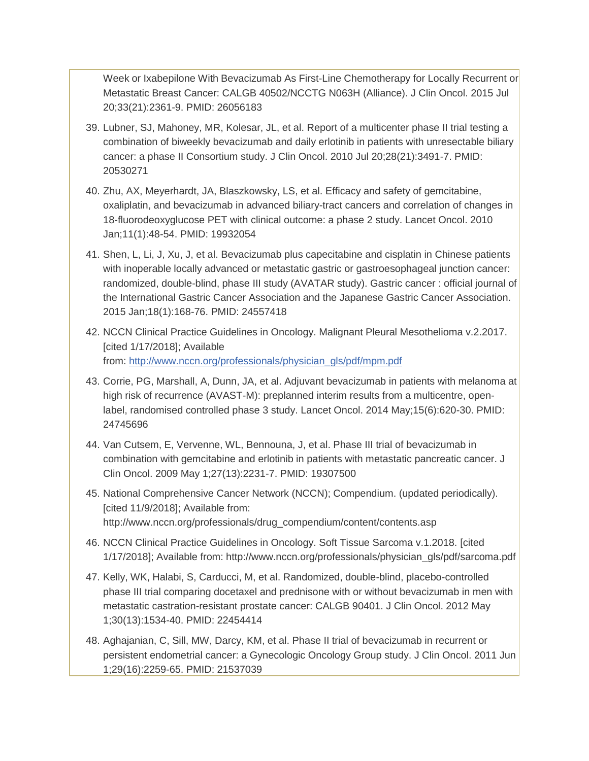Week or Ixabepilone With Bevacizumab As First-Line Chemotherapy for Locally Recurrent or Metastatic Breast Cancer: CALGB 40502/NCCTG N063H (Alliance). J Clin Oncol. 2015 Jul 20;33(21):2361-9. PMID: 26056183

39. Lubner, SJ, Mahoney, MR, Kolesar, JL, et al. Report of a multicenter phase II trial testing a combination of biweekly bevacizumab and daily erlotinib in patients with unresectable biliary cancer: a phase II Consortium study. J Clin Oncol. 2010 Jul 20;28(21):3491-7. PMID: 20530271
40. Zhu, AX, Meyerhardt, JA, Blaszkowsky, LS, et al. Efficacy and safety of gemcitabine, oxaliplatin, and bevacizumab in advanced biliary-tract cancers and correlation of changes in 18-fluorodeoxyglucose PET with clinical outcome: a phase 2 study. Lancet Oncol. 2010 Jan;11(1):48-54. PMID: 19932054
41. Shen, L, Li, J, Xu, J, et al. Bevacizumab plus capecitabine and cisplatin in Chinese patients with inoperable locally advanced or metastatic gastric or gastroesophageal junction cancer: randomized, double-blind, phase III study (AVATAR study). Gastric cancer : official journal of the International Gastric Cancer Association and the Japanese Gastric Cancer Association. 2015 Jan;18(1):168-76. PMID: 24557418
42. NCCN Clinical Practice Guidelines in Oncology. Malignant Pleural Mesothelioma v.2.2017. [cited 1/17/2018]; Available from: [http://www.nccn.org/professionals/physician_gls/pdf/mpm.pdf](http://www.nccn.org/professionals/physician_gls/pdf/mpm.pdf)
43. Corrie, PG, Marshall, A, Dunn, JA, et al. Adjuvant bevacizumab in patients with melanoma at high risk of recurrence (AVAST-M): preplanned interim results from a multicentre, open-label, randomised controlled phase 3 study. Lancet Oncol. 2014 May;15(6):620-30. PMID: 24745696
44. Van Cutsem, E, Vervenne, WL, Bennouna, J, et al. Phase III trial of bevacizumab in combination with gemcitabine and erlotinib in patients with metastatic pancreatic cancer. J Clin Oncol. 2009 May 1;27(13):2231-7. PMID: 19307500
45. National Comprehensive Cancer Network (NCCN); Compendium. (updated periodically). [cited 11/9/2018]; Available from: http://www.nccn.org/professionals/drug_compendium/content/contents.asp
46. NCCN Clinical Practice Guidelines in Oncology. Soft Tissue Sarcoma v.1.2018. [cited 1/17/2018]; Available from: http://www.nccn.org/professionals/physician_gls/pdf/sarcoma.pdf
47. Kelly, WK, Halabi, S, Carducci, M, et al. Randomized, double-blind, placebo-controlled phase III trial comparing docetaxel and prednisone with or without bevacizumab in men with metastatic castration-resistant prostate cancer: CALGB 90401. J Clin Oncol. 2012 May 1;30(13):1534-40. PMID: 22454414
48. Aghajanian, C, Sill, MW, Darcy, KM, et al. Phase II trial of bevacizumab in recurrent or persistent endometrial cancer: a Gynecologic Oncology Group study. J Clin Oncol. 2011 Jun 1;29(16):2259-65. PMID: 21537039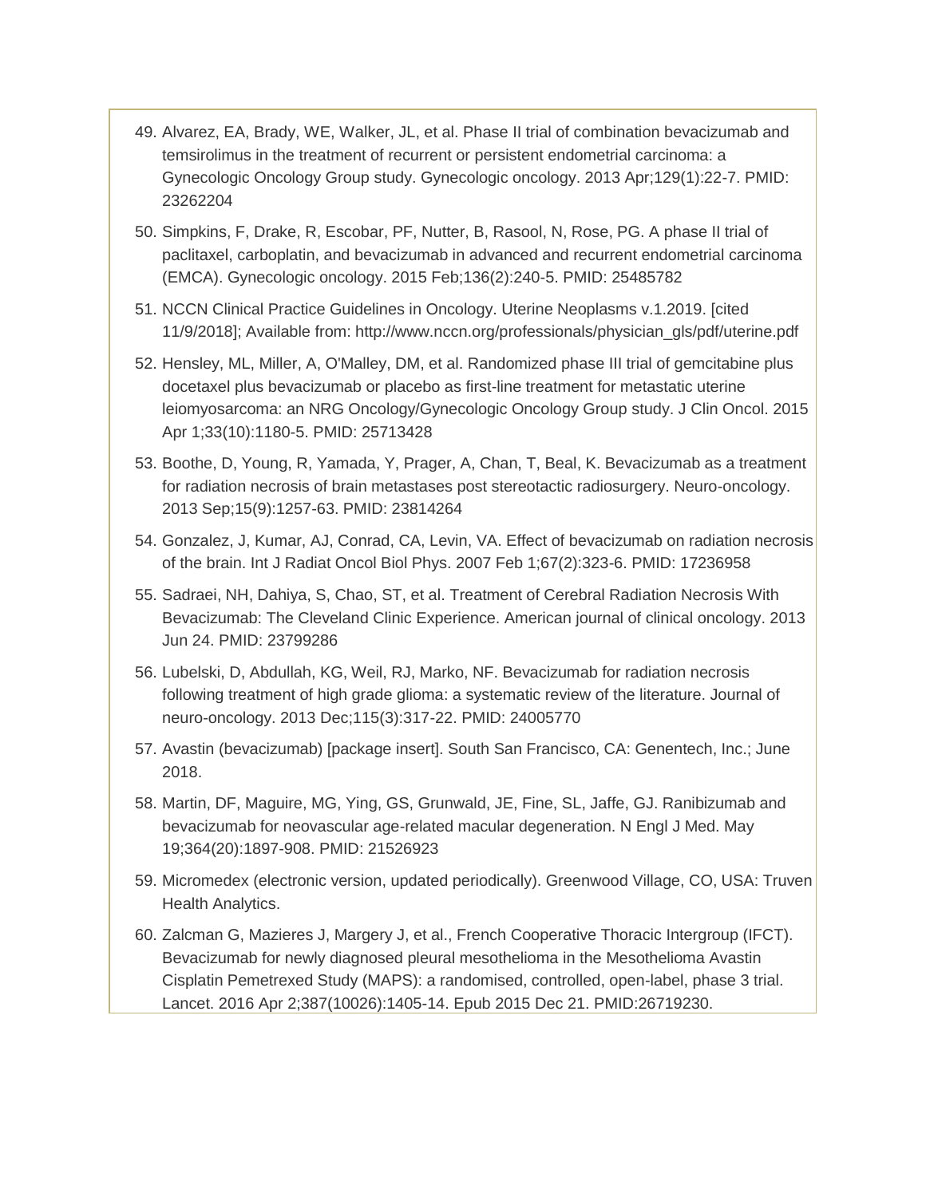49. Alvarez, EA, Brady, WE, Walker, JL, et al. Phase II trial of combination bevacizumab and temsirolimus in the treatment of recurrent or persistent endometrial carcinoma: a Gynecologic Oncology Group study. Gynecologic oncology. 2013 Apr;129(1):22-7. PMID: 23262204
50. Simpkins, F, Drake, R, Escobar, PF, Nutter, B, Rasool, N, Rose, PG. A phase II trial of paclitaxel, carboplatin, and bevacizumab in advanced and recurrent endometrial carcinoma (EMCA). Gynecologic oncology. 2015 Feb;136(2):240-5. PMID: 25485782
51. NCCN Clinical Practice Guidelines in Oncology. Uterine Neoplasms v.1.2019. [cited 11/9/2018]; Available from: http://www.nccn.org/professionals/physician_gls/pdf/uterine.pdf
52. Hensley, ML, Miller, A, O'Malley, DM, et al. Randomized phase III trial of gemcitabine plus docetaxel plus bevacizumab or placebo as first-line treatment for metastatic uterine leiomyosarcoma: an NRG Oncology/Gynecologic Oncology Group study. J Clin Oncol. 2015 Apr 1;33(10):1180-5. PMID: 25713428
53. Boothe, D, Young, R, Yamada, Y, Prager, A, Chan, T, Beal, K. Bevacizumab as a treatment for radiation necrosis of brain metastases post stereotactic radiosurgery. Neuro-oncology. 2013 Sep;15(9):1257-63. PMID: 23814264
54. Gonzalez, J, Kumar, AJ, Conrad, CA, Levin, VA. Effect of bevacizumab on radiation necrosis of the brain. Int J Radiat Oncol Biol Phys. 2007 Feb 1;67(2):323-6. PMID: 17236958
55. Sadraei, NH, Dahiya, S, Chao, ST, et al. Treatment of Cerebral Radiation Necrosis With Bevacizumab: The Cleveland Clinic Experience. American journal of clinical oncology. 2013 Jun 24. PMID: 23799286
56. Lubelski, D, Abdullah, KG, Weil, RJ, Marko, NF. Bevacizumab for radiation necrosis following treatment of high grade glioma: a systematic review of the literature. Journal of neuro-oncology. 2013 Dec;115(3):317-22. PMID: 24005770
57. Avastin (bevacizumab) [package insert]. South San Francisco, CA: Genentech, Inc.; June 2018.
58. Martin, DF, Maguire, MG, Ying, GS, Grunwald, JE, Fine, SL, Jaffe, GJ. Ranibizumab and bevacizumab for neovascular age-related macular degeneration. N Engl J Med. May 19;364(20):1897-908. PMID: 21526923
59. Micromedex (electronic version, updated periodically). Greenwood Village, CO, USA: Truven Health Analytics.
60. Zalcman G, Mazieres J, Margery J, et al., French Cooperative Thoracic Intergroup (IFCT). Bevacizumab for newly diagnosed pleural mesothelioma in the Mesothelioma Avastin Cisplatin Pemetrexed Study (MAPS): a randomised, controlled, open-label, phase 3 trial. Lancet. 2016 Apr 2;387(10026):1405-14. Epub 2015 Dec 21. PMID:26719230.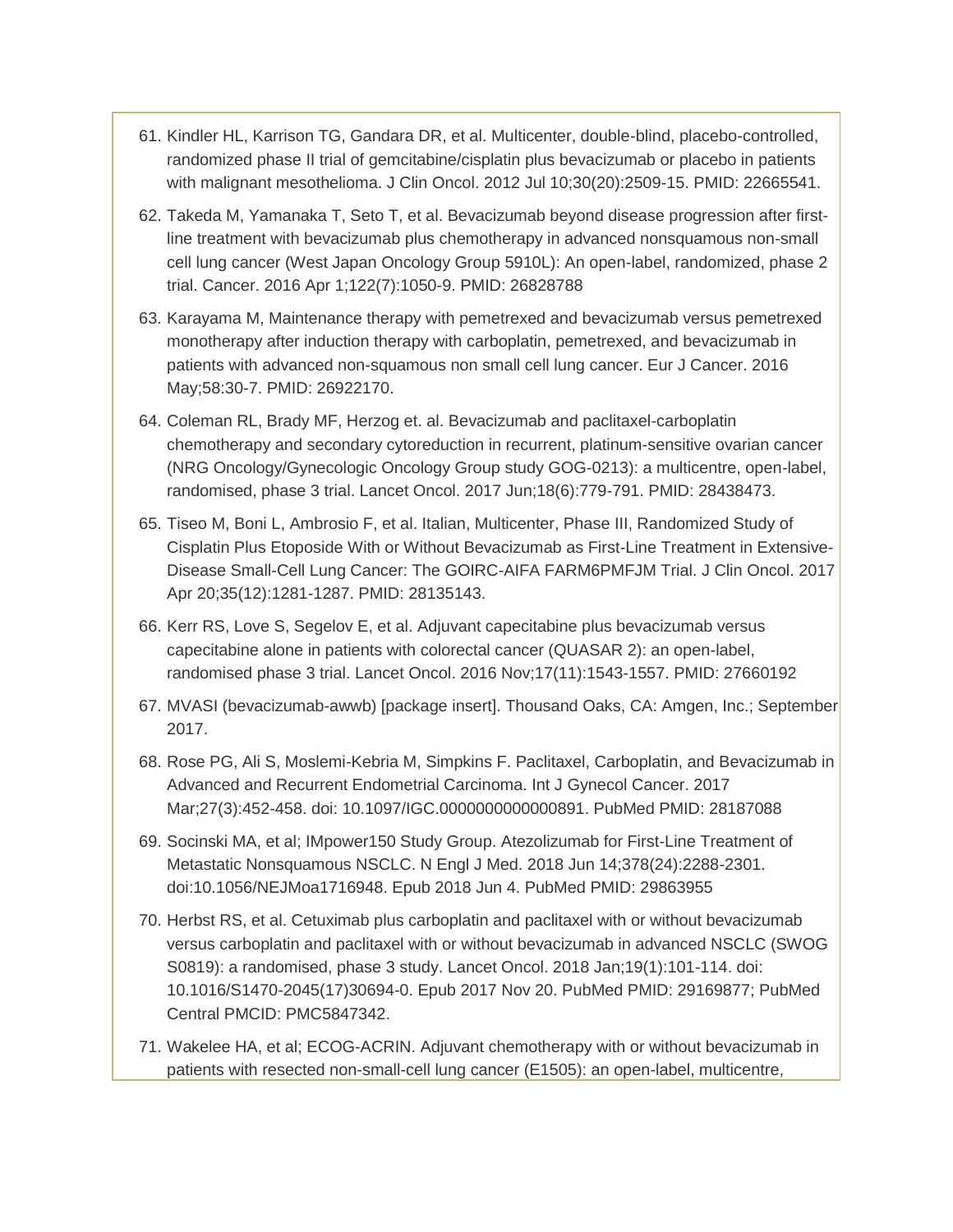61. Kindler HL, Karrison TG, Gandara DR, et al. Multicenter, double-blind, placebo-controlled, randomized phase II trial of gemcitabine/cisplatin plus bevacizumab or placebo in patients with malignant mesothelioma. J Clin Oncol. 2012 Jul 10;30(20):2509-15. PMID: 22665541.
62. Takeda M, Yamanaka T, Seto T, et al. Bevacizumab beyond disease progression after first-line treatment with bevacizumab plus chemotherapy in advanced nonsquamous non-small cell lung cancer (West Japan Oncology Group 5910L): An open-label, randomized, phase 2 trial. Cancer. 2016 Apr 1;122(7):1050-9. PMID: 26828788
63. Karayama M, Maintenance therapy with pemetrexed and bevacizumab versus pemetrexed monotherapy after induction therapy with carboplatin, pemetrexed, and bevacizumab in patients with advanced non-squamous non small cell lung cancer. Eur J Cancer. 2016 May;58:30-7. PMID: 26922170.
64. Coleman RL, Brady MF, Herzog et. al. Bevacizumab and paclitaxel-carboplatin chemotherapy and secondary cytoreduction in recurrent, platinum-sensitive ovarian cancer (NRG Oncology/Gynecologic Oncology Group study GOG-0213): a multicentre, open-label, randomised, phase 3 trial. Lancet Oncol. 2017 Jun;18(6):779-791. PMID: 28438473.
65. Tiseo M, Boni L, Ambrosio F, et al. Italian, Multicenter, Phase III, Randomized Study of Cisplatin Plus Etoposide With or Without Bevacizumab as First-Line Treatment in Extensive-Disease Small-Cell Lung Cancer: The GOIRC-AIFA FARM6PMFJM Trial. J Clin Oncol. 2017 Apr 20;35(12):1281-1287. PMID: 28135143.
66. Kerr RS, Love S, Segelov E, et al. Adjuvant capecitabine plus bevacizumab versus capecitabine alone in patients with colorectal cancer (QUASAR 2): an open-label, randomised phase 3 trial. Lancet Oncol. 2016 Nov;17(11):1543-1557. PMID: 27660192
67. MVASI (bevacizumab-awwb) [package insert]. Thousand Oaks, CA: Amgen, Inc.; September 2017.
68. Rose PG, Ali S, Moslemi-Kebria M, Simpkins F. Paclitaxel, Carboplatin, and Bevacizumab in Advanced and Recurrent Endometrial Carcinoma. Int J Gynecol Cancer. 2017 Mar;27(3):452-458. doi: 10.1097/IGC.0000000000000891. PubMed PMID: 28187088
69. Socinski MA, et al; IMpower150 Study Group. Atezolizumab for First-Line Treatment of Metastatic Nonsquamous NSCLC. N Engl J Med. 2018 Jun 14;378(24):2288-2301. doi:10.1056/NEJMoa1716948. Epub 2018 Jun 4. PubMed PMID: 29863955
70. Herbst RS, et al. Cetuximab plus carboplatin and paclitaxel with or without bevacizumab versus carboplatin and paclitaxel with or without bevacizumab in advanced NSCLC (SWOG S0819): a randomised, phase 3 study. Lancet Oncol. 2018 Jan;19(1):101-114. doi: 10.1016/S1470-2045(17)30694-0. Epub 2017 Nov 20. PubMed PMID: 29169877; PubMed Central PMCID: PMC5847342.
71. Wakelee HA, et al; ECOG-ACRIN. Adjuvant chemotherapy with or without bevacizumab in patients with resected non-small-cell lung cancer (E1505): an open-label, multicentre,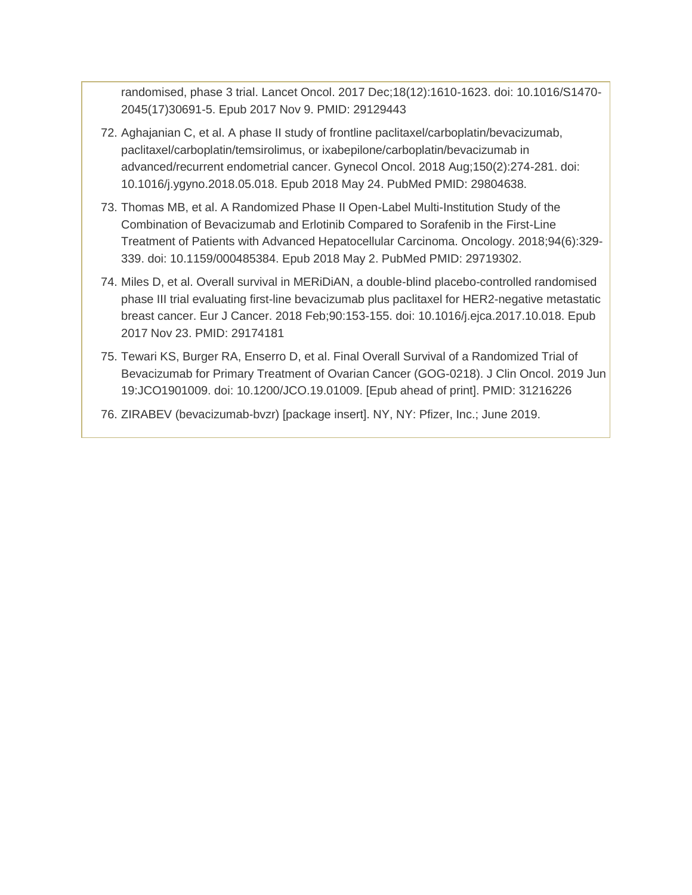randomised, phase 3 trial. Lancet Oncol. 2017 Dec;18(12):1610-1623. doi: 10.1016/S1470-2045(17)30691-5. Epub 2017 Nov 9. PMID: 29129443

72. Aghajanian C, et al. A phase II study of frontline paclitaxel/carboplatin/bevacizumab, paclitaxel/carboplatin/temsirolimus, or ixabepilone/carboplatin/bevacizumab in advanced/recurrent endometrial cancer. Gynecol Oncol. 2018 Aug;150(2):274-281. doi: 10.1016/j.ygyno.2018.05.018. Epub 2018 May 24. PubMed PMID: 29804638.
73. Thomas MB, et al. A Randomized Phase II Open-Label Multi-Institution Study of the Combination of Bevacizumab and Erlotinib Compared to Sorafenib in the First-Line Treatment of Patients with Advanced Hepatocellular Carcinoma. Oncology. 2018;94(6):329-339. doi: 10.1159/000485384. Epub 2018 May 2. PubMed PMID: 29719302.
74. Miles D, et al. Overall survival in MERiDiAN, a double-blind placebo-controlled randomised phase III trial evaluating first-line bevacizumab plus paclitaxel for HER2-negative metastatic breast cancer. Eur J Cancer. 2018 Feb;90:153-155. doi: 10.1016/j.ejca.2017.10.018. Epub 2017 Nov 23. PMID: 29174181
75. Tewari KS, Burger RA, Enserro D, et al. Final Overall Survival of a Randomized Trial of Bevacizumab for Primary Treatment of Ovarian Cancer (GOG-0218). J Clin Oncol. 2019 Jun 19:JCO1901009. doi: 10.1200/JCO.19.01009. [Epub ahead of print]. PMID: 31216226
76. ZIRABEV (bevacizumab-bvzr) [package insert]. NY, NY: Pfizer, Inc.; June 2019.